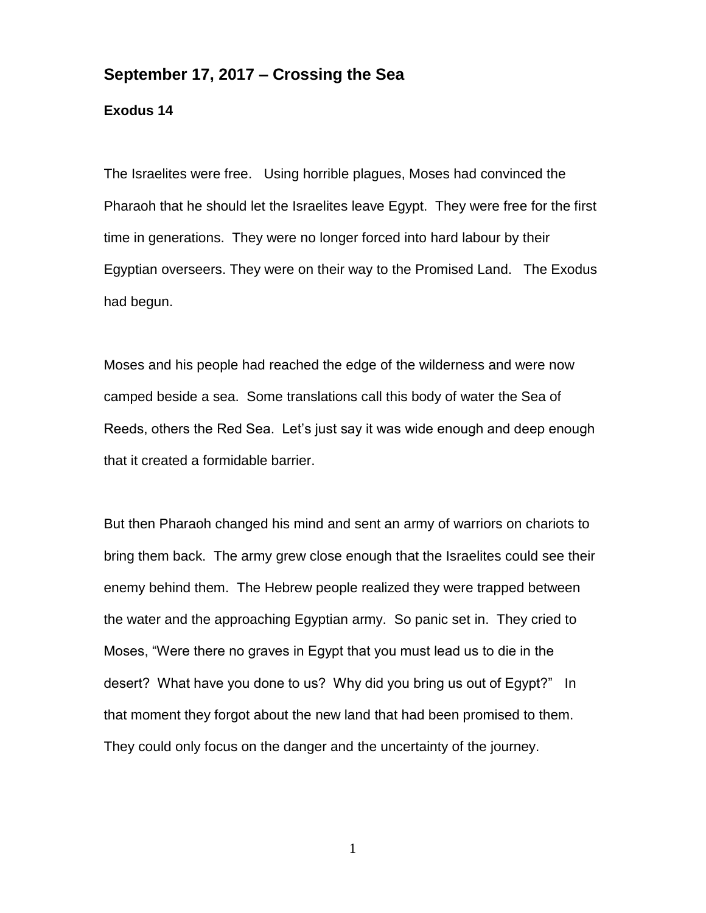## September 17, 2017 – Crossing the Sea

**Exodus 14**

The Israelites were free. Using horrible plagues, Moses had convinced the Pharaoh that he should let the Israelites leave Egypt. They were free for the first time in generations. They were no longer forced into hard labour by their Egyptian overseers. They were on their way to the Promised Land. The Exodus had begun.

Moses and his people had reached the edge of the wilderness and were now camped beside a sea. Some translations call this body of water the Sea of Reeds, others the Red Sea. Let's just say it was wide enough and deep enough that it created a formidable barrier.

But then Pharaoh changed his mind and sent an army of warriors on chariots to bring them back. The army grew close enough that the Israelites could see their enemy behind them. The Hebrew people realized they were trapped between the water and the approaching Egyptian army. So panic set in. They cried to Moses, "Were there no graves in Egypt that you must lead us to die in the desert? What have you done to us? Why did you bring us out of Egypt?" In that moment they forgot about the new land that had been promised to them. They could only focus on the danger and the uncertainty of the journey.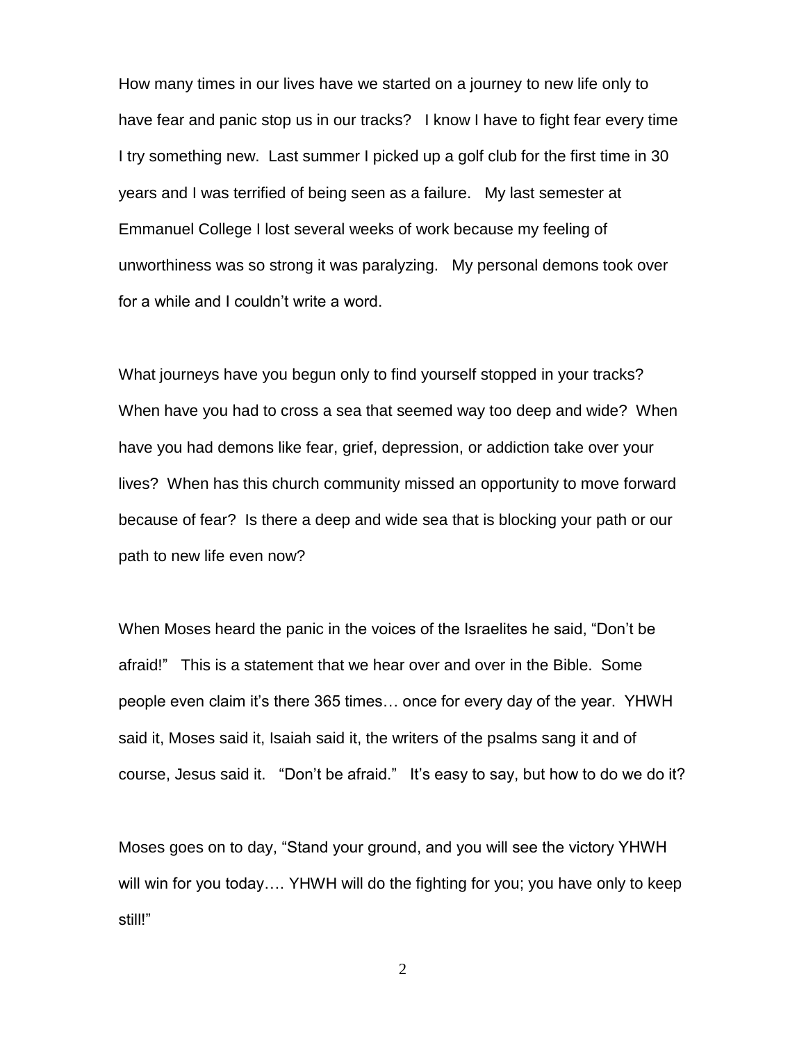How many times in our lives have we started on a journey to new life only to have fear and panic stop us in our tracks? I know I have to fight fear every time I try something new. Last summer I picked up a golf club for the first time in 30 years and I was terrified of being seen as a failure. My last semester at Emmanuel College I lost several weeks of work because my feeling of unworthiness was so strong it was paralyzing. My personal demons took over for a while and I couldn't write a word.

What journeys have you begun only to find yourself stopped in your tracks? When have you had to cross a sea that seemed way too deep and wide? When have you had demons like fear, grief, depression, or addiction take over your lives? When has this church community missed an opportunity to move forward because of fear? Is there a deep and wide sea that is blocking your path or our path to new life even now?

When Moses heard the panic in the voices of the Israelites he said, "Don't be afraid!" This is a statement that we hear over and over in the Bible. Some people even claim it's there 365 times… once for every day of the year. YHWH said it, Moses said it, Isaiah said it, the writers of the psalms sang it and of course, Jesus said it. "Don't be afraid." It's easy to say, but how to do we do it?

Moses goes on to day, "Stand your ground, and you will see the victory YHWH will win for you today…. YHWH will do the fighting for you; you have only to keep still!"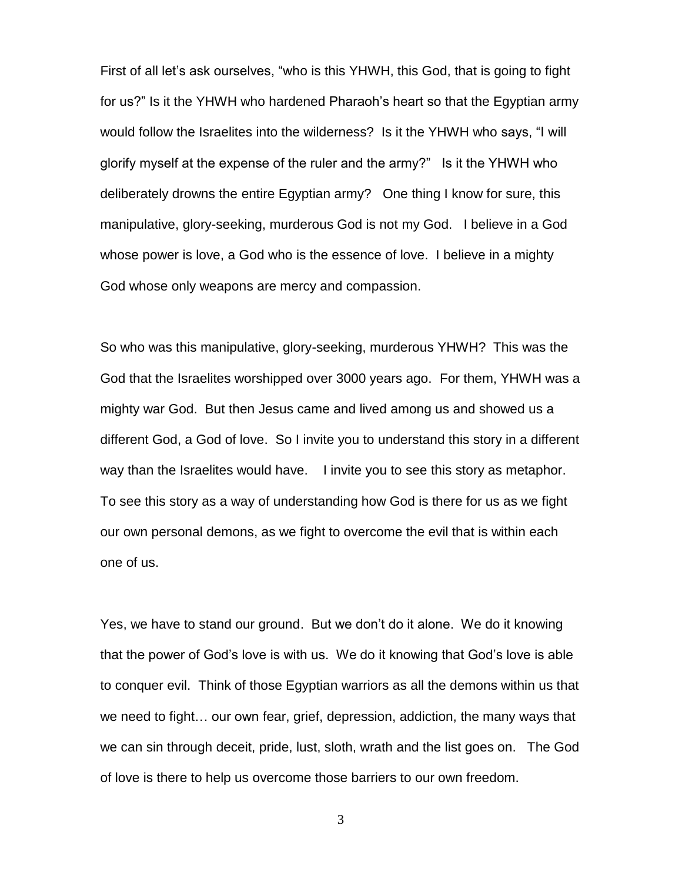First of all let's ask ourselves, "who is this YHWH, this God, that is going to fight for us?" Is it the YHWH who hardened Pharaoh's heart so that the Egyptian army would follow the Israelites into the wilderness? Is it the YHWH who says, "I will glorify myself at the expense of the ruler and the army?" Is it the YHWH who deliberately drowns the entire Egyptian army? One thing I know for sure, this manipulative, glory-seeking, murderous God is not my God. I believe in a God whose power is love, a God who is the essence of love. I believe in a mighty God whose only weapons are mercy and compassion.

So who was this manipulative, glory-seeking, murderous YHWH? This was the God that the Israelites worshipped over 3000 years ago. For them, YHWH was a mighty war God. But then Jesus came and lived among us and showed us a different God, a God of love. So I invite you to understand this story in a different way than the Israelites would have. I invite you to see this story as metaphor. To see this story as a way of understanding how God is there for us as we fight our own personal demons, as we fight to overcome the evil that is within each one of us.

Yes, we have to stand our ground. But we don't do it alone. We do it knowing that the power of God's love is with us. We do it knowing that God's love is able to conquer evil. Think of those Egyptian warriors as all the demons within us that we need to fight… our own fear, grief, depression, addiction, the many ways that we can sin through deceit, pride, lust, sloth, wrath and the list goes on. The God of love is there to help us overcome those barriers to our own freedom.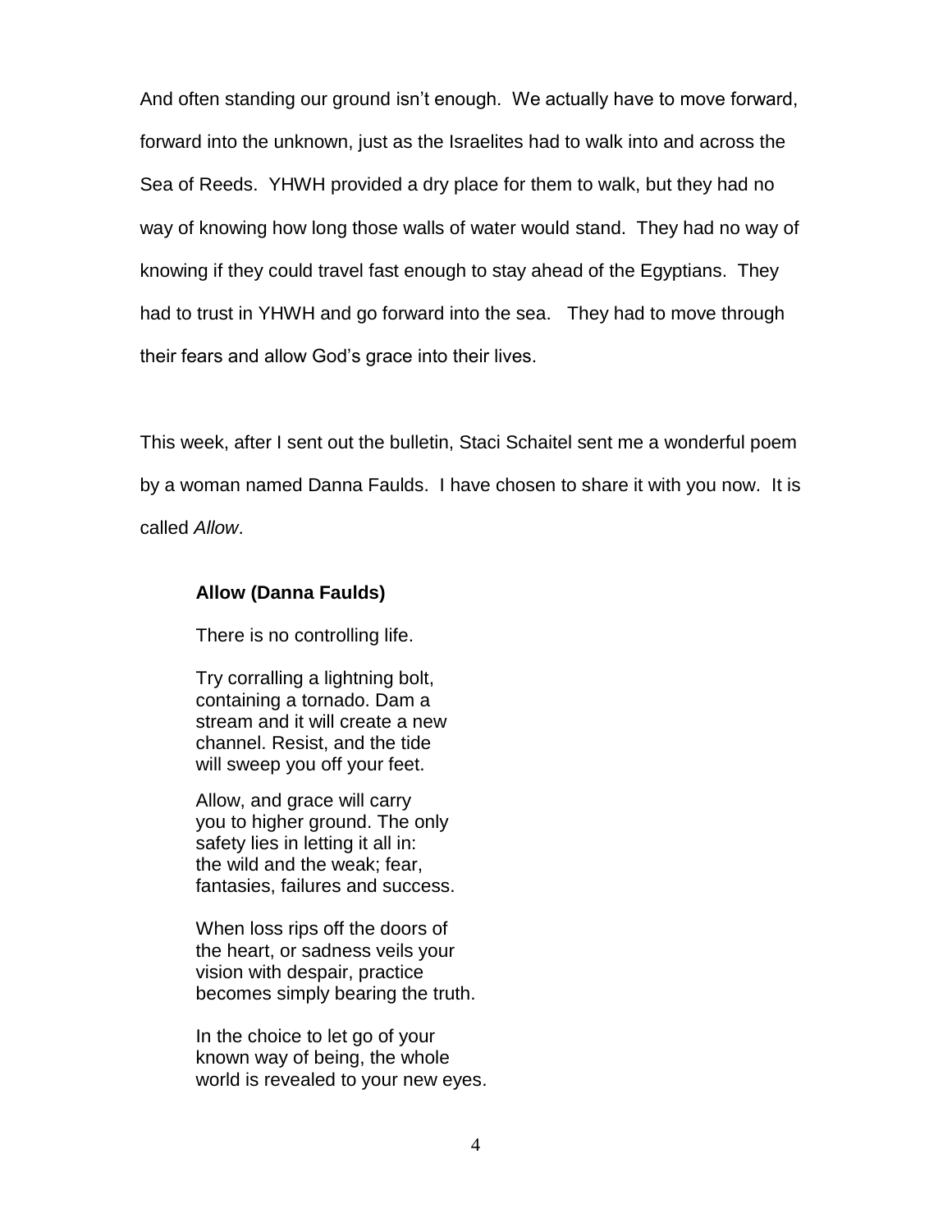And often standing our ground isn't enough. We actually have to move forward, forward into the unknown, just as the Israelites had to walk into and across the Sea of Reeds. YHWH provided a dry place for them to walk, but they had no way of knowing how long those walls of water would stand. They had no way of knowing if they could travel fast enough to stay ahead of the Egyptians. They had to trust in YHWH and go forward into the sea. They had to move through their fears and allow God's grace into their lives.

This week, after I sent out the bulletin, Staci Schaitel sent me a wonderful poem by a woman named Danna Faulds. I have chosen to share it with you now. It is called *Allow*.

**Allow (Danna Faulds)**

There is no controlling life.

Try corralling a lightning bolt,
containing a tornado. Dam a
stream and it will create a new
channel. Resist, and the tide
will sweep you off your feet.

Allow, and grace will carry
you to higher ground. The only
safety lies in letting it all in:
the wild and the weak; fear,
fantasies, failures and success.

When loss rips off the doors of
the heart, or sadness veils your
vision with despair, practice
becomes simply bearing the truth.

In the choice to let go of your
known way of being, the whole
world is revealed to your new eyes.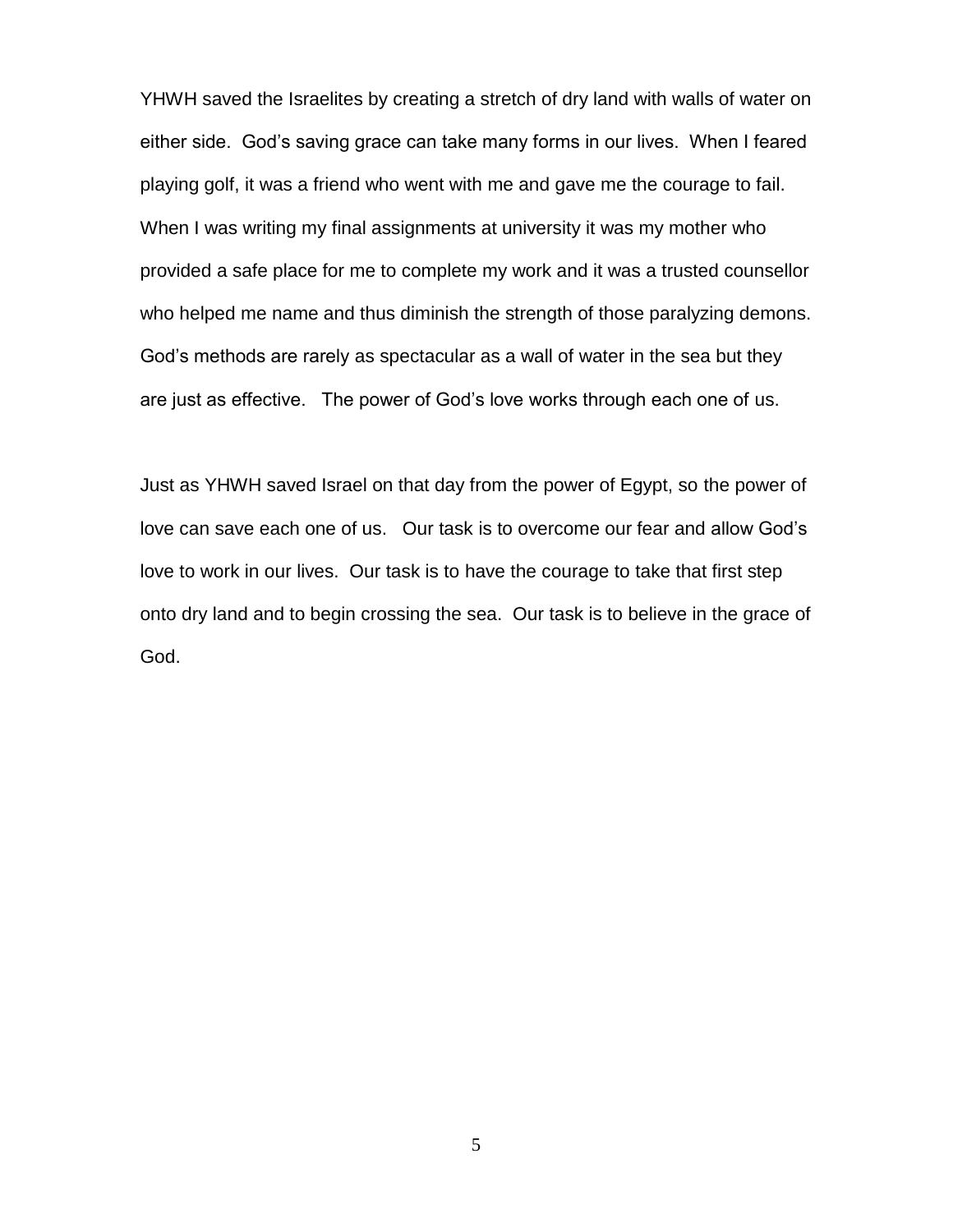YHWH saved the Israelites by creating a stretch of dry land with walls of water on either side. God's saving grace can take many forms in our lives. When I feared playing golf, it was a friend who went with me and gave me the courage to fail. When I was writing my final assignments at university it was my mother who provided a safe place for me to complete my work and it was a trusted counsellor who helped me name and thus diminish the strength of those paralyzing demons. God's methods are rarely as spectacular as a wall of water in the sea but they are just as effective. The power of God's love works through each one of us.

Just as YHWH saved Israel on that day from the power of Egypt, so the power of love can save each one of us. Our task is to overcome our fear and allow God's love to work in our lives. Our task is to have the courage to take that first step onto dry land and to begin crossing the sea. Our task is to believe in the grace of God.